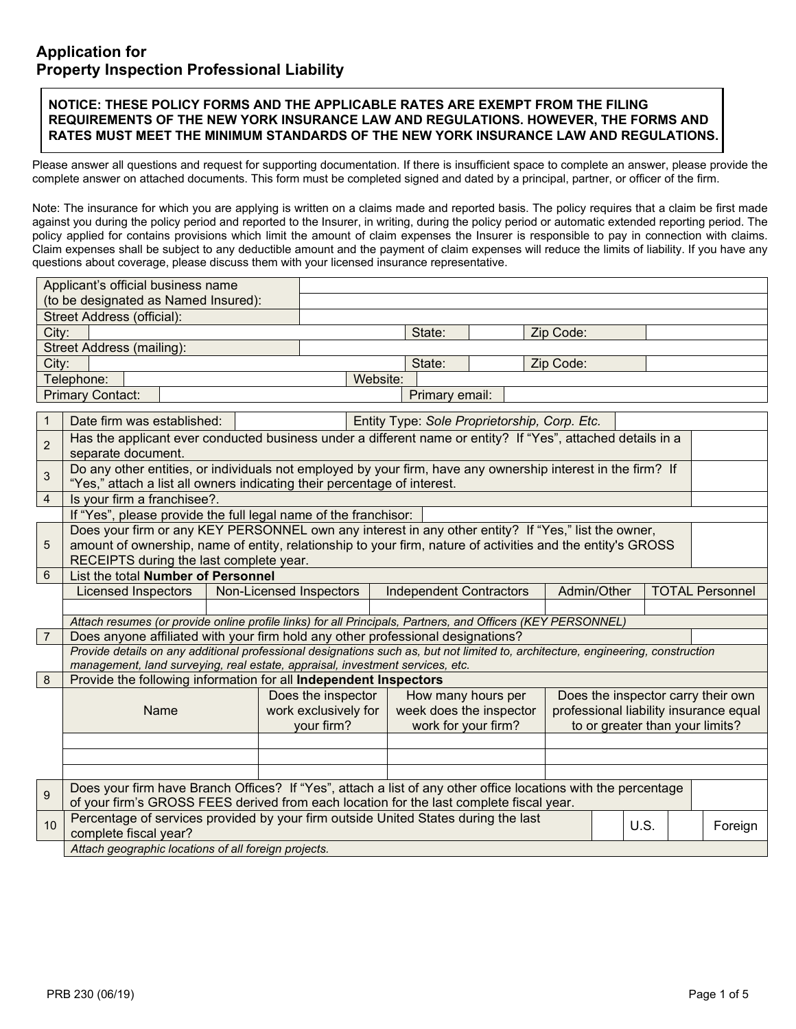## Application for Property Inspection Professional Liability

**NOTICE: THESE POLICY FORMS AND THE APPLICABLE RATES ARE EXEMPT FROM THE FILING REQUIREMENTS OF THE NEW YORK INSURANCE LAW AND REGULATIONS. HOWEVER, THE FORMS AND RATES MUST MEET THE MINIMUM STANDARDS OF THE NEW YORK INSURANCE LAW AND REGULATIONS.**

Please answer all questions and request for supporting documentation. If there is insufficient space to complete an answer, please provide the complete answer on attached documents. This form must be completed signed and dated by a principal, partner, or officer of the firm.

Note: The insurance for which you are applying is written on a claims made and reported basis. The policy requires that a claim be first made against you during the policy period and reported to the Insurer, in writing, during the policy period or automatic extended reporting period. The policy applied for contains provisions which limit the amount of claim expenses the Insurer is responsible to pay in connection with claims. Claim expenses shall be subject to any deductible amount and the payment of claim expenses will reduce the limits of liability. If you have any questions about coverage, please discuss them with your licensed insurance representative.

| | | | | | |
|---|---|---|---|---|---|
| Applicant's official business name (to be designated as Named Insured): | | | | | |
| Street Address (official): | | | | | |
| City: | | State: | | Zip Code: | |
| Street Address (mailing): | | | | | |
| City: | | State: | | Zip Code: | |
| Telephone: | | Website: | | | |
| Primary Contact: | | Primary email: | | | |

| | | |
|---|---|---|
| 1 | Date firm was established: | Entity Type: *Sole Proprietorship, Corp. Etc.* |
| 2 | Has the applicant ever conducted business under a different name or entity? If "Yes", attached details in a separate document. | |
| 3 | Do any other entities, or individuals not employed by your firm, have any ownership interest in the firm? If "Yes," attach a list all owners indicating their percentage of interest. | |
| 4 | Is your firm a franchisee?. | |
| | If "Yes", please provide the full legal name of the franchisor: | |
| 5 | Does your firm or any KEY PERSONNEL own any interest in any other entity? If "Yes," list the owner, amount of ownership, name of entity, relationship to your firm, nature of activities and the entity's GROSS RECEIPTS during the last complete year. | |

6 List the total **Number of Personnel**

| Licensed Inspectors | Non-Licensed Inspectors | Independent Contractors | Admin/Other | TOTAL Personnel |
|---|---|---|---|---|
| | | | | |

*Attach resumes (or provide online profile links) for all Principals, Partners, and Officers (KEY PERSONNEL)*

| | | |
|---|---|---|
| 7 | Does anyone affiliated with your firm hold any other professional designations? | |

*Provide details on any additional professional designations such as, but not limited to, architecture, engineering, construction management, land surveying, real estate, appraisal, investment services, etc.*

8 Provide the following information for all **Independent Inspectors**

| Name | Does the inspector work exclusively for your firm? | How many hours per week does the inspector work for your firm? | Does the inspector carry their own professional liability insurance equal to or greater than your limits? |
|---|---|---|---|
| | | | |
| | | | |
| | | | |

| | | | | | |
|---|---|---|---|---|---|
| 9 | Does your firm have Branch Offices? If "Yes", attach a list of any other office locations with the percentage of your firm's GROSS FEES derived from each location for the last complete fiscal year. | | | | |
| 10 | Percentage of services provided by your firm outside United States during the last complete fiscal year? | | U.S. | | Foreign |

*Attach geographic locations of all foreign projects.*

PRB 230 (06/19)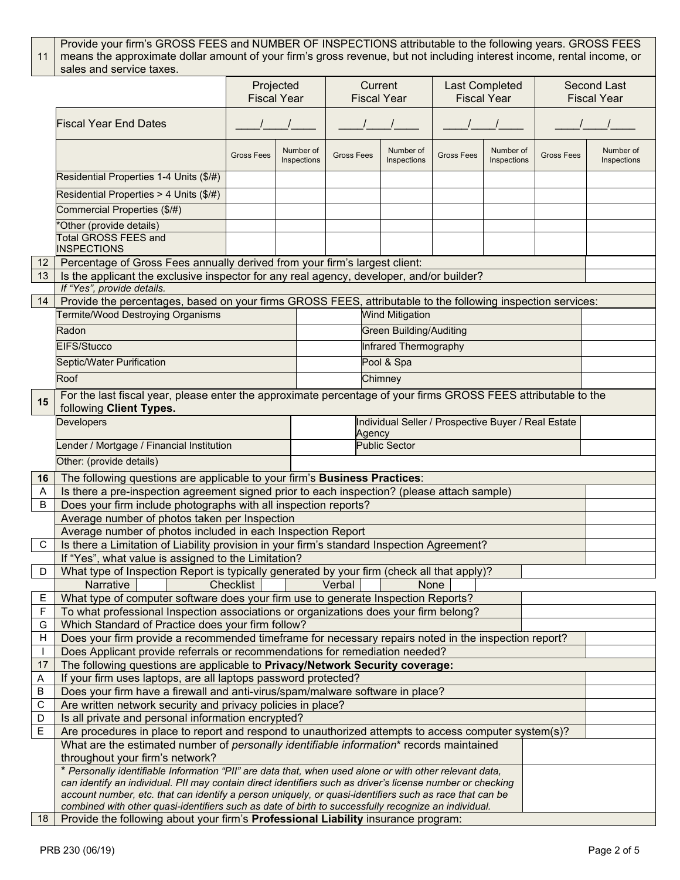| 11 | Provide your firm's GROSS FEES and NUMBER OF INSPECTIONS attributable to the following years. GROSS FEES means the approximate dollar amount of your firm's gross revenue, but not including interest income, rental income, or sales and service taxes. | | | | | | | |
|---|---|---|---|---|---|---|---|---|
| | Projected Fiscal Year | | Current Fiscal Year | | Last Completed Fiscal Year | | Second Last Fiscal Year | |
| Fiscal Year End Dates | ____/____/____ | | ____/____/____ | | ____/____/____ | | ____/____/____ | |
| | Gross Fees | Number of Inspections | Gross Fees | Number of Inspections | Gross Fees | Number of Inspections | Gross Fees | Number of Inspections |
| Residential Properties 1-4 Units ($/#) | | | | | | | | |
| Residential Properties > 4 Units ($/#) | | | | | | | | |
| Commercial Properties ($/#) | | | | | | | | |
| *Other (provide details) | | | | | | | | |
| Total GROSS FEES and INSPECTIONS | | | | | | | | |

| | | |
|---|---|---|
| 12 | Percentage of Gross Fees annually derived from your firm's largest client: | |
| 13 | Is the applicant the exclusive inspector for any real agency, developer, and/or builder? *If "Yes", provide details.* | |

**14** Provide the percentages, based on your firms GROSS FEES, attributable to the following inspection services:

| Service | % | Service | % |
|---|---|---|---|
| Termite/Wood Destroying Organisms | | Wind Mitigation | |
| Radon | | Green Building/Auditing | |
| EIFS/Stucco | | Infrared Thermography | |
| Septic/Water Purification | | Pool & Spa | |
| Roof | | Chimney | |

**15** For the last fiscal year, please enter the approximate percentage of your firms GROSS FEES attributable to the following **Client Types.**

| Client Type | % | Client Type | % |
|---|---|---|---|
| Developers | | Individual Seller / Prospective Buyer / Real Estate Agency | |
| Lender / Mortgage / Financial Institution | | Public Sector | |
| Other: (provide details) | | | |

**16** The following questions are applicable to your firm's **Business Practices**:

| | | |
|---|---|---|
| A | Is there a pre-inspection agreement signed prior to each inspection? (please attach sample) | |
| B | Does your firm include photographs with all inspection reports? | |
| | Average number of photos taken per Inspection | |
| | Average number of photos included in each Inspection Report | |
| C | Is there a Limitation of Liability provision in your firm's standard Inspection Agreement? | |
| | If "Yes", what value is assigned to the Limitation? | |
| D | What type of Inspection Report is typically generated by your firm (check all that apply)? Narrative ☐ Checklist ☐ Verbal ☐ None ☐ | |
| E | What type of computer software does your firm use to generate Inspection Reports? | |
| F | To what professional Inspection associations or organizations does your firm belong? | |
| G | Which Standard of Practice does your firm follow? | |
| H | Does your firm provide a recommended timeframe for necessary repairs noted in the inspection report? | |
| I | Does Applicant provide referrals or recommendations for remediation needed? | |

**17** The following questions are applicable to **Privacy/Network Security coverage:**

| | | |
|---|---|---|
| A | If your firm uses laptops, are all laptops password protected? | |
| B | Does your firm have a firewall and anti-virus/spam/malware software in place? | |
| C | Are written network security and privacy policies in place? | |
| D | Is all private and personal information encrypted? | |
| E | Are procedures in place to report and respond to unauthorized attempts to access computer system(s)? | |
| | What are the estimated number of *personally identifiable information** records maintained throughout your firm's network? | |

\* *Personally identifiable Information "PII" are data that, when used alone or with other relevant data, can identify an individual. PII may contain direct identifiers such as driver's license number or checking account number, etc. that can identify a person uniquely, or quasi-identifiers such as race that can be combined with other quasi-identifiers such as date of birth to successfully recognize an individual.*

**18** Provide the following about your firm's **Professional Liability** insurance program:

PRB 230 (06/19)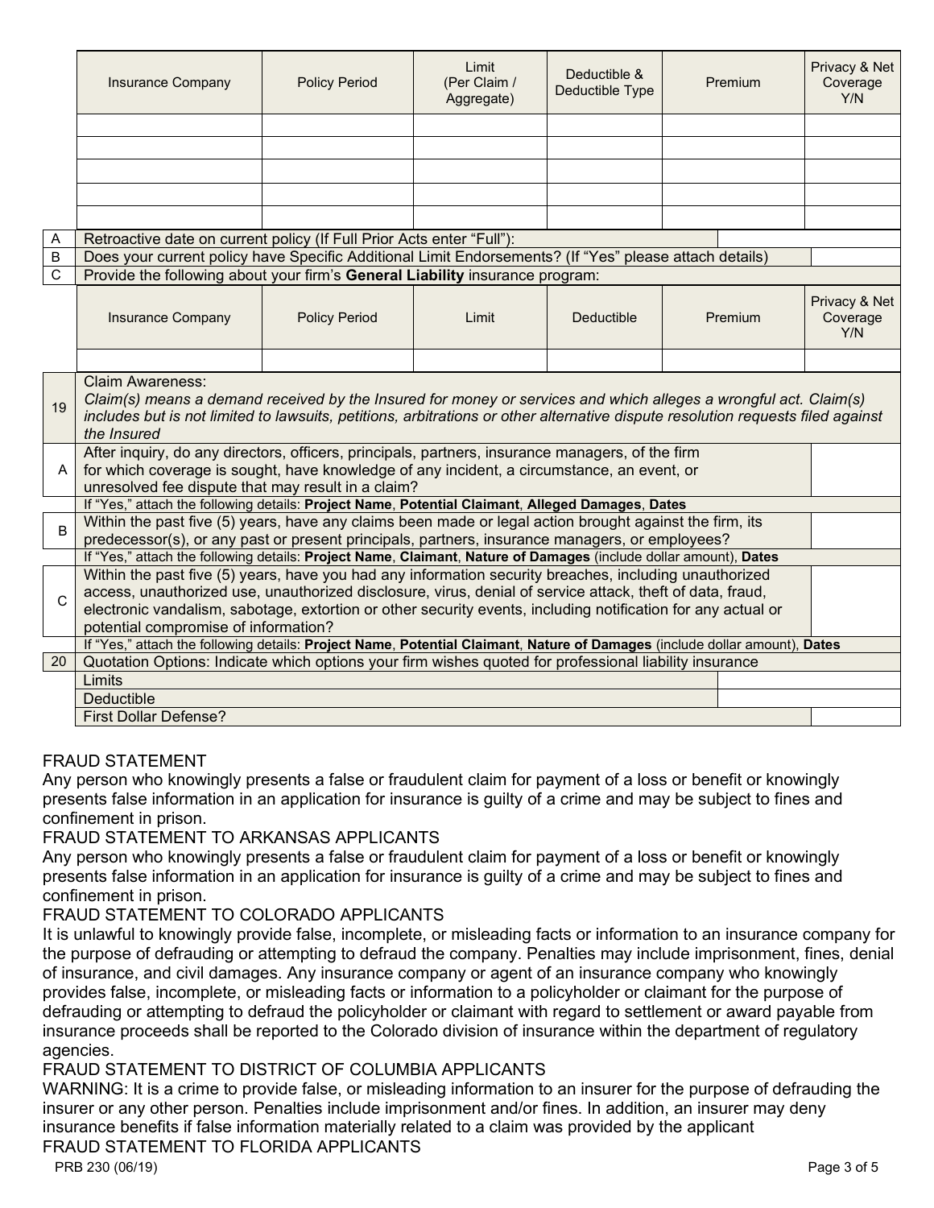| Insurance Company | Policy Period | Limit (Per Claim / Aggregate) | Deductible & Deductible Type | Premium | Privacy & Net Coverage Y/N |
|---|---|---|---|---|---|
| | | | | | |
| | | | | | |
| | | | | | |
| | | | | | |
| | | | | | |

| | | |
|---|---|---|
| A | Retroactive date on current policy (If Full Prior Acts enter "Full"): | |
| B | Does your current policy have Specific Additional Limit Endorsements? (If "Yes" please attach details) | |
| C | Provide the following about your firm's **General Liability** insurance program: | |

| Insurance Company | Policy Period | Limit | Deductible | Premium | Privacy & Net Coverage Y/N |
|---|---|---|---|---|---|
| | | | | | |

| | | |
|---|---|---|
| 19 | Claim Awareness: *Claim(s) means a demand received by the Insured for money or services and which alleges a wrongful act. Claim(s) includes but is not limited to lawsuits, petitions, arbitrations or other alternative dispute resolution requests filed against the Insured* | |
| A | After inquiry, do any directors, officers, principals, partners, insurance managers, of the firm for which coverage is sought, have knowledge of any incident, a circumstance, an event, or unresolved fee dispute that may result in a claim? | |
| | If "Yes," attach the following details: **Project Name**, **Potential Claimant**, **Alleged Damages**, **Dates** | |
| B | Within the past five (5) years, have any claims been made or legal action brought against the firm, its predecessor(s), or any past or present principals, partners, insurance managers, or employees? | |
| | If "Yes," attach the following details: **Project Name**, **Claimant**, **Nature of Damages** (include dollar amount), **Dates** | |
| C | Within the past five (5) years, have you had any information security breaches, including unauthorized access, unauthorized use, unauthorized disclosure, virus, denial of service attack, theft of data, fraud, electronic vandalism, sabotage, extortion or other security events, including notification for any actual or potential compromise of information? | |
| | If "Yes," attach the following details: **Project Name**, **Potential Claimant**, **Nature of Damages** (include dollar amount), **Dates** | |
| 20 | Quotation Options: Indicate which options your firm wishes quoted for professional liability insurance | |
| | Limits | |
| | Deductible | |
| | First Dollar Defense? | |

FRAUD STATEMENT

Any person who knowingly presents a false or fraudulent claim for payment of a loss or benefit or knowingly presents false information in an application for insurance is guilty of a crime and may be subject to fines and confinement in prison.

FRAUD STATEMENT TO ARKANSAS APPLICANTS

Any person who knowingly presents a false or fraudulent claim for payment of a loss or benefit or knowingly presents false information in an application for insurance is guilty of a crime and may be subject to fines and confinement in prison.

FRAUD STATEMENT TO COLORADO APPLICANTS

It is unlawful to knowingly provide false, incomplete, or misleading facts or information to an insurance company for the purpose of defrauding or attempting to defraud the company. Penalties may include imprisonment, fines, denial of insurance, and civil damages. Any insurance company or agent of an insurance company who knowingly provides false, incomplete, or misleading facts or information to a policyholder or claimant for the purpose of defrauding or attempting to defraud the policyholder or claimant with regard to settlement or award payable from insurance proceeds shall be reported to the Colorado division of insurance within the department of regulatory agencies.

FRAUD STATEMENT TO DISTRICT OF COLUMBIA APPLICANTS

WARNING: It is a crime to provide false, or misleading information to an insurer for the purpose of defrauding the insurer or any other person. Penalties include imprisonment and/or fines. In addition, an insurer may deny insurance benefits if false information materially related to a claim was provided by the applicant

FRAUD STATEMENT TO FLORIDA APPLICANTS

PRB 230 (06/19)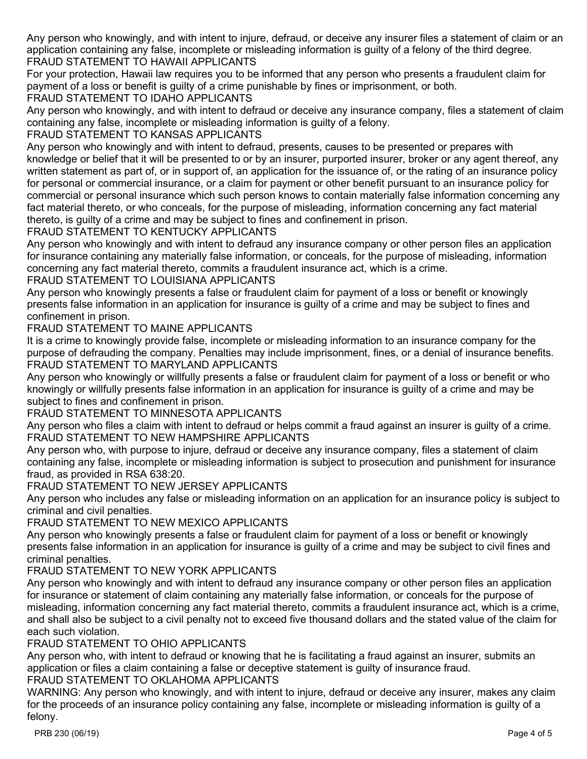Any person who knowingly, and with intent to injure, defraud, or deceive any insurer files a statement of claim or an application containing any false, incomplete or misleading information is guilty of a felony of the third degree.

FRAUD STATEMENT TO HAWAII APPLICANTS

For your protection, Hawaii law requires you to be informed that any person who presents a fraudulent claim for payment of a loss or benefit is guilty of a crime punishable by fines or imprisonment, or both.

FRAUD STATEMENT TO IDAHO APPLICANTS

Any person who knowingly, and with intent to defraud or deceive any insurance company, files a statement of claim containing any false, incomplete or misleading information is guilty of a felony.

FRAUD STATEMENT TO KANSAS APPLICANTS

Any person who knowingly and with intent to defraud, presents, causes to be presented or prepares with knowledge or belief that it will be presented to or by an insurer, purported insurer, broker or any agent thereof, any written statement as part of, or in support of, an application for the issuance of, or the rating of an insurance policy for personal or commercial insurance, or a claim for payment or other benefit pursuant to an insurance policy for commercial or personal insurance which such person knows to contain materially false information concerning any fact material thereto, or who conceals, for the purpose of misleading, information concerning any fact material thereto, is guilty of a crime and may be subject to fines and confinement in prison.

FRAUD STATEMENT TO KENTUCKY APPLICANTS

Any person who knowingly and with intent to defraud any insurance company or other person files an application for insurance containing any materially false information, or conceals, for the purpose of misleading, information concerning any fact material thereto, commits a fraudulent insurance act, which is a crime.

FRAUD STATEMENT TO LOUISIANA APPLICANTS

Any person who knowingly presents a false or fraudulent claim for payment of a loss or benefit or knowingly presents false information in an application for insurance is guilty of a crime and may be subject to fines and confinement in prison.

FRAUD STATEMENT TO MAINE APPLICANTS

It is a crime to knowingly provide false, incomplete or misleading information to an insurance company for the purpose of defrauding the company. Penalties may include imprisonment, fines, or a denial of insurance benefits.

FRAUD STATEMENT TO MARYLAND APPLICANTS

Any person who knowingly or willfully presents a false or fraudulent claim for payment of a loss or benefit or who knowingly or willfully presents false information in an application for insurance is guilty of a crime and may be subject to fines and confinement in prison.

FRAUD STATEMENT TO MINNESOTA APPLICANTS

Any person who files a claim with intent to defraud or helps commit a fraud against an insurer is guilty of a crime.

FRAUD STATEMENT TO NEW HAMPSHIRE APPLICANTS

Any person who, with purpose to injure, defraud or deceive any insurance company, files a statement of claim containing any false, incomplete or misleading information is subject to prosecution and punishment for insurance fraud, as provided in RSA 638:20.

FRAUD STATEMENT TO NEW JERSEY APPLICANTS

Any person who includes any false or misleading information on an application for an insurance policy is subject to criminal and civil penalties.

FRAUD STATEMENT TO NEW MEXICO APPLICANTS

Any person who knowingly presents a false or fraudulent claim for payment of a loss or benefit or knowingly presents false information in an application for insurance is guilty of a crime and may be subject to civil fines and criminal penalties.

FRAUD STATEMENT TO NEW YORK APPLICANTS

Any person who knowingly and with intent to defraud any insurance company or other person files an application for insurance or statement of claim containing any materially false information, or conceals for the purpose of misleading, information concerning any fact material thereto, commits a fraudulent insurance act, which is a crime, and shall also be subject to a civil penalty not to exceed five thousand dollars and the stated value of the claim for each such violation.

FRAUD STATEMENT TO OHIO APPLICANTS

Any person who, with intent to defraud or knowing that he is facilitating a fraud against an insurer, submits an application or files a claim containing a false or deceptive statement is guilty of insurance fraud.

FRAUD STATEMENT TO OKLAHOMA APPLICANTS

WARNING: Any person who knowingly, and with intent to injure, defraud or deceive any insurer, makes any claim for the proceeds of an insurance policy containing any false, incomplete or misleading information is guilty of a felony.

PRB 230 (06/19)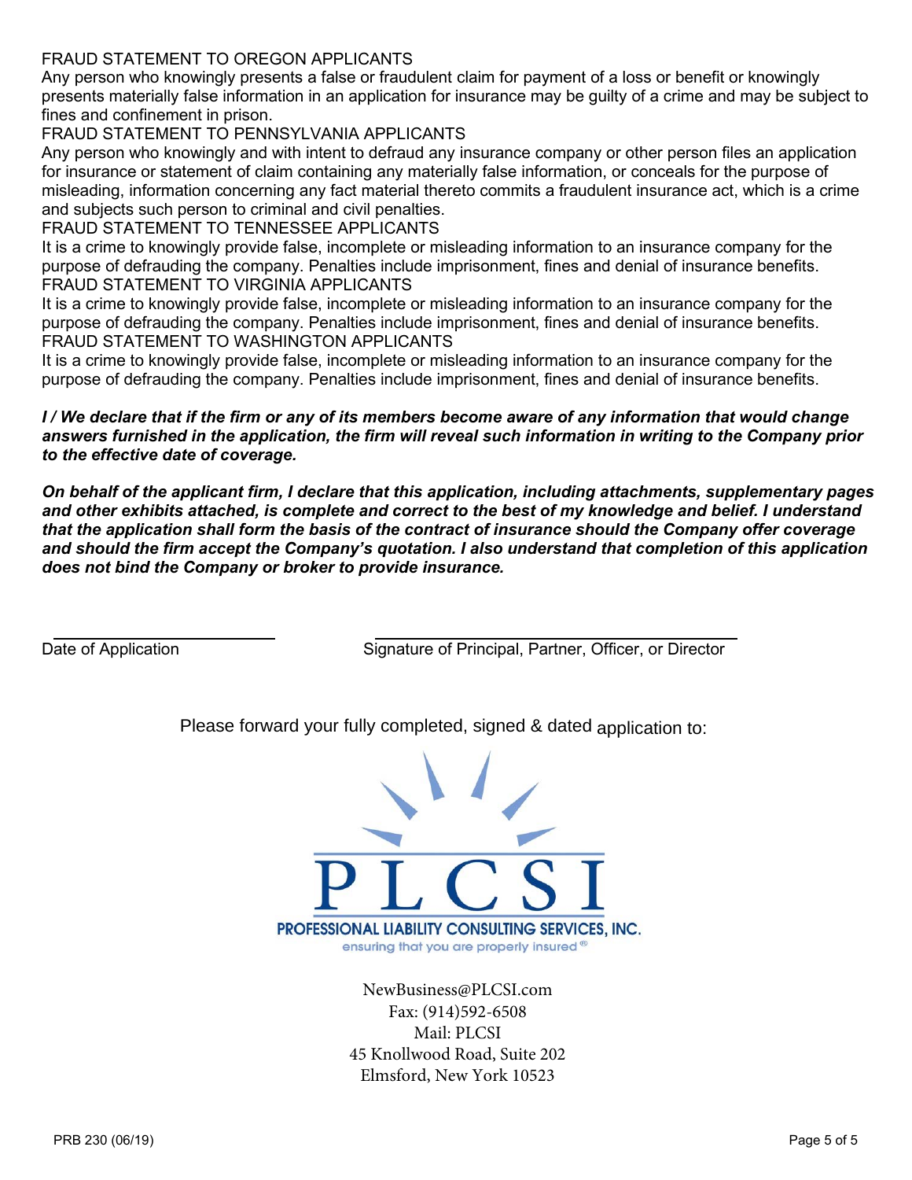FRAUD STATEMENT TO OREGON APPLICANTS

Any person who knowingly presents a false or fraudulent claim for payment of a loss or benefit or knowingly presents materially false information in an application for insurance may be guilty of a crime and may be subject to fines and confinement in prison.

FRAUD STATEMENT TO PENNSYLVANIA APPLICANTS

Any person who knowingly and with intent to defraud any insurance company or other person files an application for insurance or statement of claim containing any materially false information, or conceals for the purpose of misleading, information concerning any fact material thereto commits a fraudulent insurance act, which is a crime and subjects such person to criminal and civil penalties.

FRAUD STATEMENT TO TENNESSEE APPLICANTS

It is a crime to knowingly provide false, incomplete or misleading information to an insurance company for the purpose of defrauding the company. Penalties include imprisonment, fines and denial of insurance benefits.

FRAUD STATEMENT TO VIRGINIA APPLICANTS

It is a crime to knowingly provide false, incomplete or misleading information to an insurance company for the purpose of defrauding the company. Penalties include imprisonment, fines and denial of insurance benefits.

FRAUD STATEMENT TO WASHINGTON APPLICANTS

It is a crime to knowingly provide false, incomplete or misleading information to an insurance company for the purpose of defrauding the company. Penalties include imprisonment, fines and denial of insurance benefits.

***I / We declare that if the firm or any of its members become aware of any information that would change answers furnished in the application, the firm will reveal such information in writing to the Company prior to the effective date of coverage.***

***On behalf of the applicant firm, I declare that this application, including attachments, supplementary pages and other exhibits attached, is complete and correct to the best of my knowledge and belief. I understand that the application shall form the basis of the contract of insurance should the Company offer coverage and should the firm accept the Company's quotation. I also understand that completion of this application does not bind the Company or broker to provide insurance.***

\_\_\_\_\_\_\_\_\_\_\_\_\_\_\_\_\_\_\_\_\_\_\_\_ Date of Application

\_\_\_\_\_\_\_\_\_\_\_\_\_\_\_\_\_\_\_\_\_\_\_\_\_\_\_\_\_\_\_\_\_\_\_\_ Signature of Principal, Partner, Officer, or Director

Please forward your fully completed, signed & dated application to:

PLCSI
PROFESSIONAL LIABILITY CONSULTING SERVICES, INC.
ensuring that you are properly insured®

NewBusiness@PLCSI.com
Fax: (914)592-6508
Mail: PLCSI
45 Knollwood Road, Suite 202
Elmsford, New York 10523

PRB 230 (06/19)